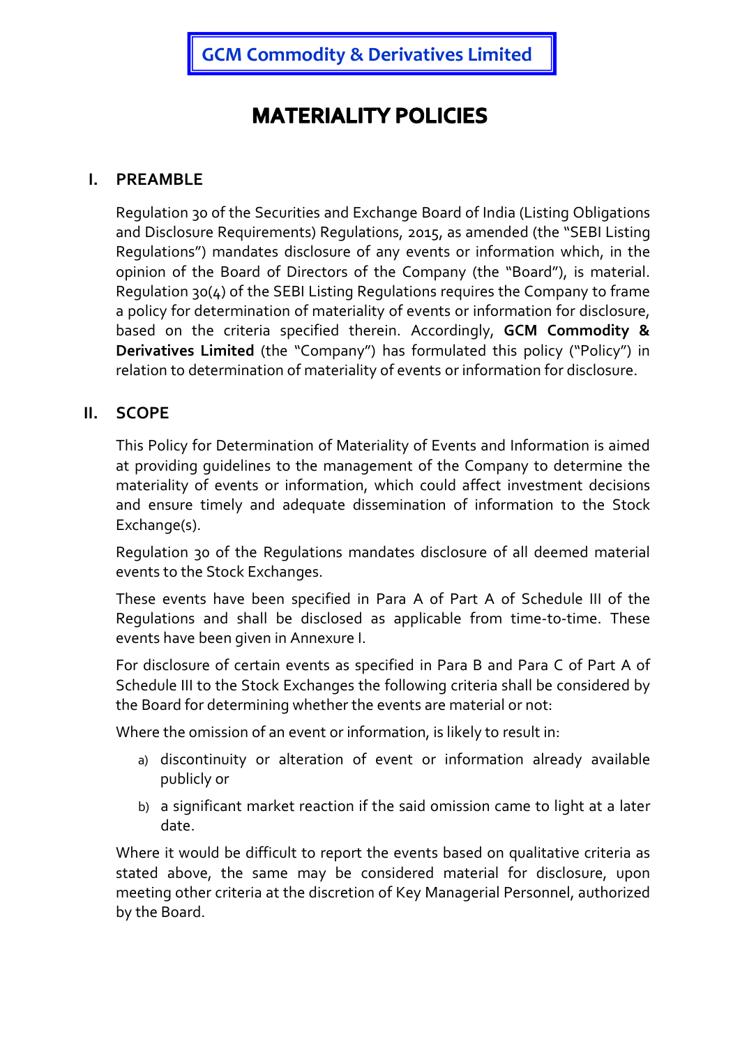**GCM Commodity & Derivatives Limited**

# MATERIALITY POLICIES

## I. PREAMBLE

Regulation 30 of the Securities and Exchange Board of India (Listing Obligations and Disclosure Requirements) Regulations, 2015, as amended (the "SEBI Listing Regulations") mandates disclosure of any events or information which, in the opinion of the Board of Directors of the Company (the "Board"), is material. Regulation 30(4) of the SEBI Listing Regulations requires the Company to frame a policy for determination of materiality of events or information for disclosure, based on the criteria specified therein. Accordingly, **GCM Commodity & Derivatives Limited** (the "Company") has formulated this policy ("Policy") in relation to determination of materiality of events or information for disclosure.

## II. SCOPE

This Policy for Determination of Materiality of Events and Information is aimed at providing guidelines to the management of the Company to determine the materiality of events or information, which could affect investment decisions and ensure timely and adequate dissemination of information to the Stock Exchange(s).

Regulation 30 of the Regulations mandates disclosure of all deemed material events to the Stock Exchanges.

These events have been specified in Para A of Part A of Schedule III of the Regulations and shall be disclosed as applicable from time-to-time. These events have been given in Annexure I.

For disclosure of certain events as specified in Para B and Para C of Part A of Schedule III to the Stock Exchanges the following criteria shall be considered by the Board for determining whether the events are material or not:

Where the omission of an event or information, is likely to result in:

a) discontinuity or alteration of event or information already available publicly or
b) a significant market reaction if the said omission came to light at a later date.

Where it would be difficult to report the events based on qualitative criteria as stated above, the same may be considered material for disclosure, upon meeting other criteria at the discretion of Key Managerial Personnel, authorized by the Board.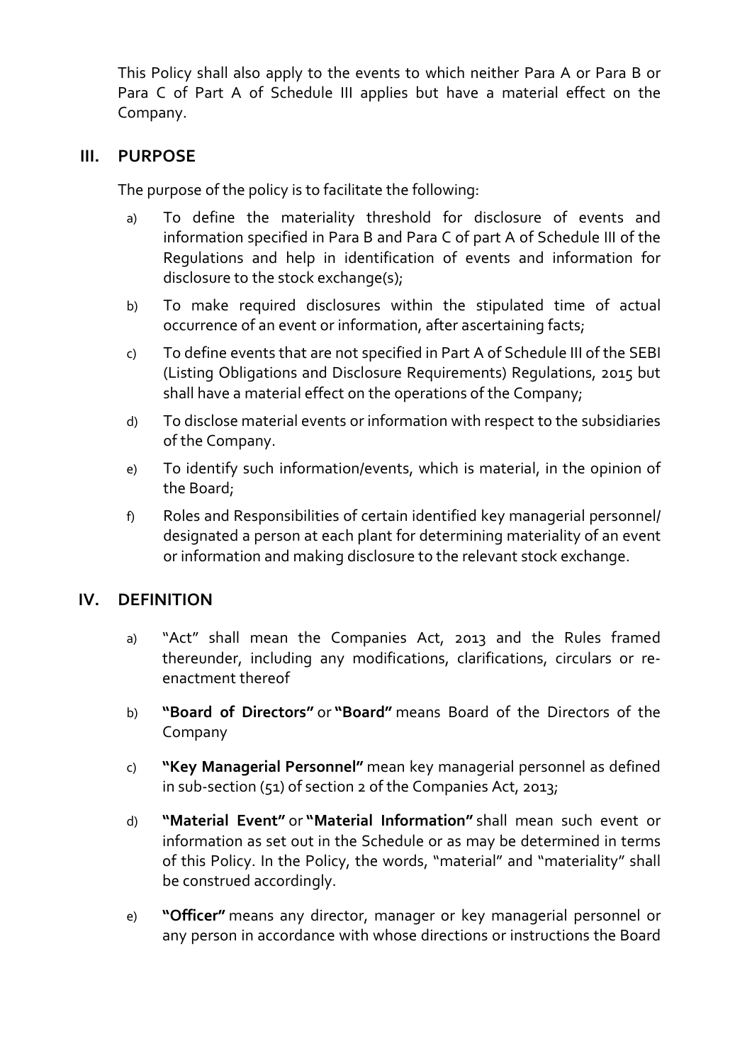This Policy shall also apply to the events to which neither Para A or Para B or Para C of Part A of Schedule III applies but have a material effect on the Company.

## III. PURPOSE

The purpose of the policy is to facilitate the following:

a) To define the materiality threshold for disclosure of events and information specified in Para B and Para C of part A of Schedule III of the Regulations and help in identification of events and information for disclosure to the stock exchange(s);

b) To make required disclosures within the stipulated time of actual occurrence of an event or information, after ascertaining facts;

c) To define events that are not specified in Part A of Schedule III of the SEBI (Listing Obligations and Disclosure Requirements) Regulations, 2015 but shall have a material effect on the operations of the Company;

d) To disclose material events or information with respect to the subsidiaries of the Company.

e) To identify such information/events, which is material, in the opinion of the Board;

f) Roles and Responsibilities of certain identified key managerial personnel/ designated a person at each plant for determining materiality of an event or information and making disclosure to the relevant stock exchange.

## IV. DEFINITION

a) "Act" shall mean the Companies Act, 2013 and the Rules framed thereunder, including any modifications, clarifications, circulars or re-enactment thereof

b) **"Board of Directors"** or **"Board"** means Board of the Directors of the Company

c) **"Key Managerial Personnel"** mean key managerial personnel as defined in sub-section (51) of section 2 of the Companies Act, 2013;

d) **"Material Event"** or **"Material Information"** shall mean such event or information as set out in the Schedule or as may be determined in terms of this Policy. In the Policy, the words, "material" and "materiality" shall be construed accordingly.

e) **"Officer"** means any director, manager or key managerial personnel or any person in accordance with whose directions or instructions the Board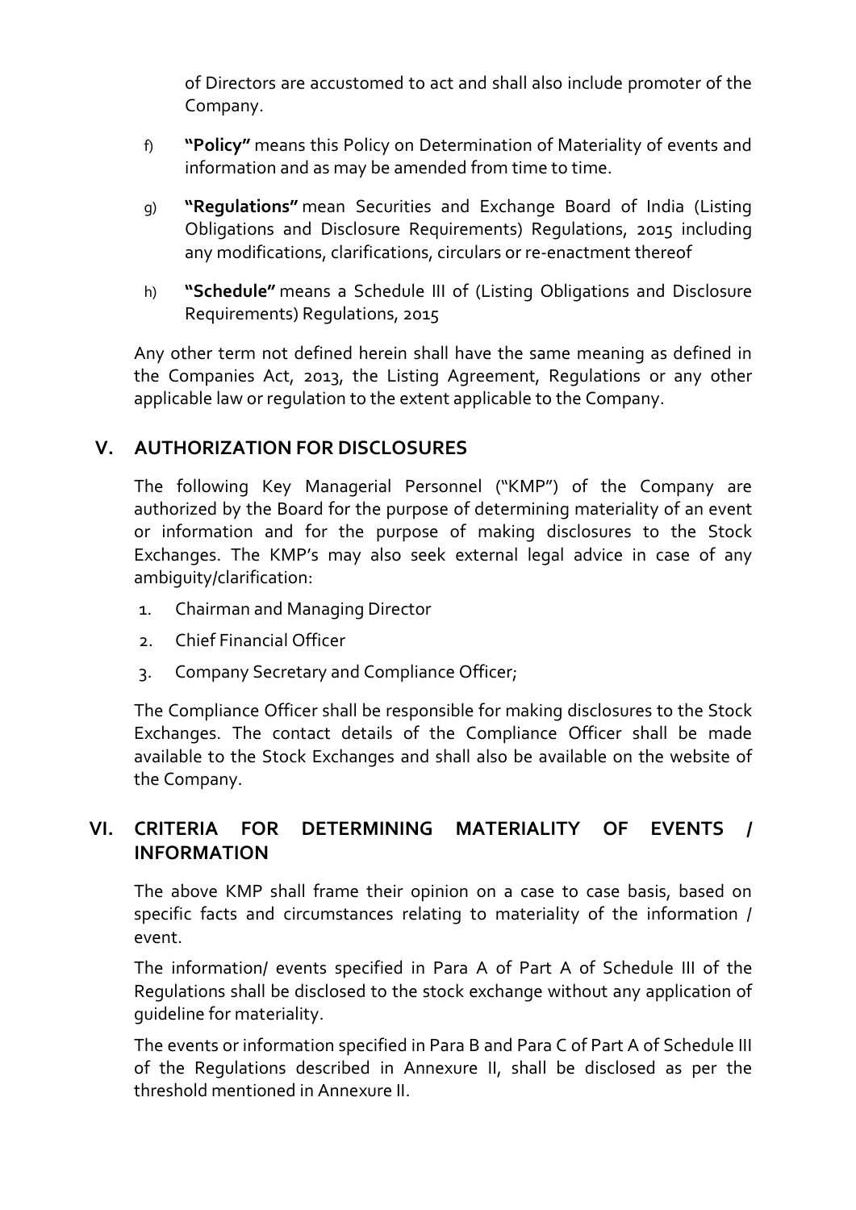of Directors are accustomed to act and shall also include promoter of the Company.

f) **"Policy"** means this Policy on Determination of Materiality of events and information and as may be amended from time to time.

g) **"Regulations"** mean Securities and Exchange Board of India (Listing Obligations and Disclosure Requirements) Regulations, 2015 including any modifications, clarifications, circulars or re-enactment thereof

h) **"Schedule"** means a Schedule III of (Listing Obligations and Disclosure Requirements) Regulations, 2015

Any other term not defined herein shall have the same meaning as defined in the Companies Act, 2013, the Listing Agreement, Regulations or any other applicable law or regulation to the extent applicable to the Company.

## V. AUTHORIZATION FOR DISCLOSURES

The following Key Managerial Personnel ("KMP") of the Company are authorized by the Board for the purpose of determining materiality of an event or information and for the purpose of making disclosures to the Stock Exchanges. The KMP's may also seek external legal advice in case of any ambiguity/clarification:

1. Chairman and Managing Director
2. Chief Financial Officer
3. Company Secretary and Compliance Officer;

The Compliance Officer shall be responsible for making disclosures to the Stock Exchanges. The contact details of the Compliance Officer shall be made available to the Stock Exchanges and shall also be available on the website of the Company.

## VI. CRITERIA FOR DETERMINING MATERIALITY OF EVENTS / INFORMATION

The above KMP shall frame their opinion on a case to case basis, based on specific facts and circumstances relating to materiality of the information / event.

The information/ events specified in Para A of Part A of Schedule III of the Regulations shall be disclosed to the stock exchange without any application of guideline for materiality.

The events or information specified in Para B and Para C of Part A of Schedule III of the Regulations described in Annexure II, shall be disclosed as per the threshold mentioned in Annexure II.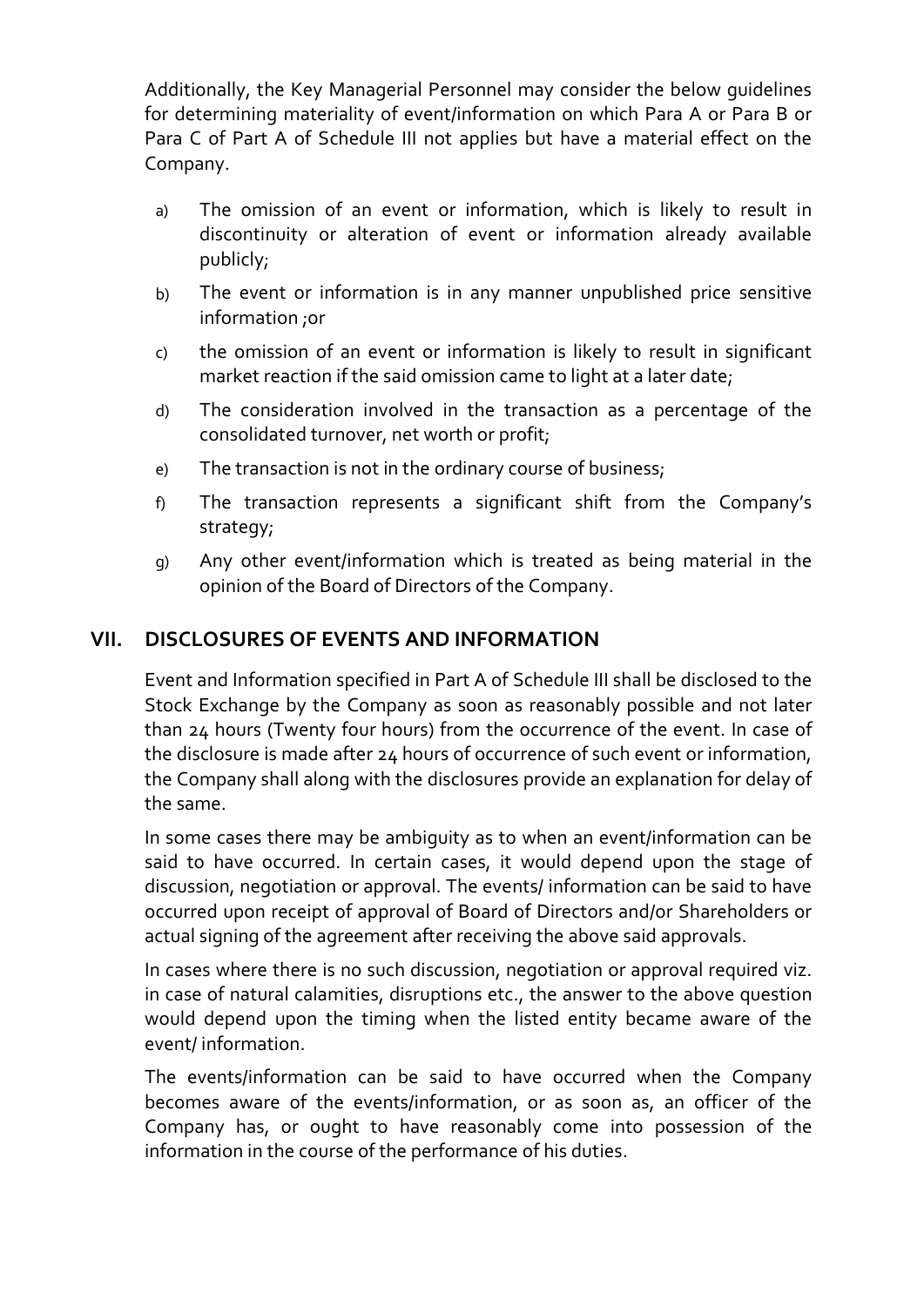Additionally, the Key Managerial Personnel may consider the below guidelines for determining materiality of event/information on which Para A or Para B or Para C of Part A of Schedule III not applies but have a material effect on the Company.

a) The omission of an event or information, which is likely to result in discontinuity or alteration of event or information already available publicly;

b) The event or information is in any manner unpublished price sensitive information ;or

c) the omission of an event or information is likely to result in significant market reaction if the said omission came to light at a later date;

d) The consideration involved in the transaction as a percentage of the consolidated turnover, net worth or profit;

e) The transaction is not in the ordinary course of business;

f) The transaction represents a significant shift from the Company's strategy;

g) Any other event/information which is treated as being material in the opinion of the Board of Directors of the Company.

## VII. DISCLOSURES OF EVENTS AND INFORMATION

Event and Information specified in Part A of Schedule III shall be disclosed to the Stock Exchange by the Company as soon as reasonably possible and not later than 24 hours (Twenty four hours) from the occurrence of the event. In case of the disclosure is made after 24 hours of occurrence of such event or information, the Company shall along with the disclosures provide an explanation for delay of the same.

In some cases there may be ambiguity as to when an event/information can be said to have occurred. In certain cases, it would depend upon the stage of discussion, negotiation or approval. The events/ information can be said to have occurred upon receipt of approval of Board of Directors and/or Shareholders or actual signing of the agreement after receiving the above said approvals.

In cases where there is no such discussion, negotiation or approval required viz. in case of natural calamities, disruptions etc., the answer to the above question would depend upon the timing when the listed entity became aware of the event/ information.

The events/information can be said to have occurred when the Company becomes aware of the events/information, or as soon as, an officer of the Company has, or ought to have reasonably come into possession of the information in the course of the performance of his duties.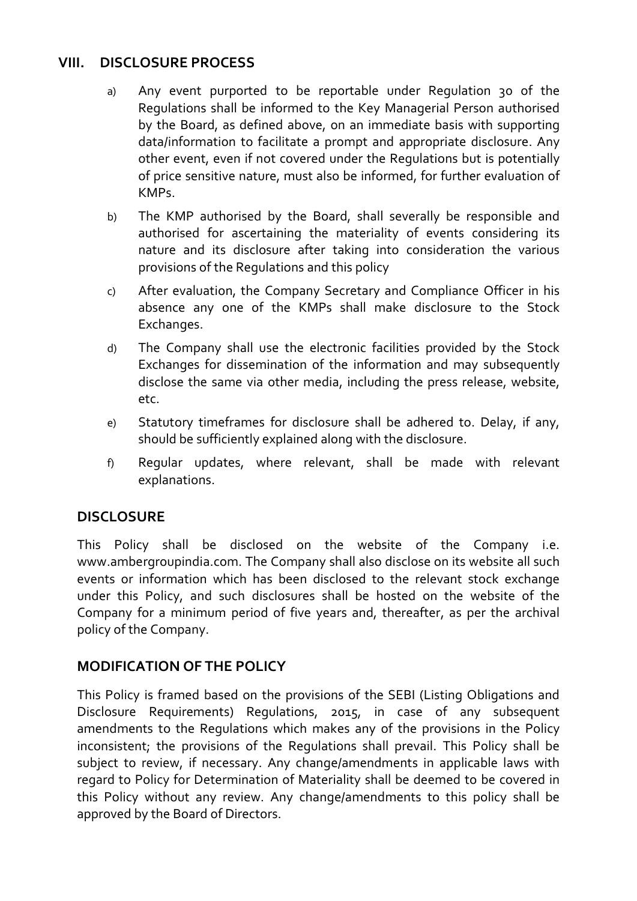## VIII. DISCLOSURE PROCESS

a) Any event purported to be reportable under Regulation 30 of the Regulations shall be informed to the Key Managerial Person authorised by the Board, as defined above, on an immediate basis with supporting data/information to facilitate a prompt and appropriate disclosure. Any other event, even if not covered under the Regulations but is potentially of price sensitive nature, must also be informed, for further evaluation of KMPs.

b) The KMP authorised by the Board, shall severally be responsible and authorised for ascertaining the materiality of events considering its nature and its disclosure after taking into consideration the various provisions of the Regulations and this policy

c) After evaluation, the Company Secretary and Compliance Officer in his absence any one of the KMPs shall make disclosure to the Stock Exchanges.

d) The Company shall use the electronic facilities provided by the Stock Exchanges for dissemination of the information and may subsequently disclose the same via other media, including the press release, website, etc.

e) Statutory timeframes for disclosure shall be adhered to. Delay, if any, should be sufficiently explained along with the disclosure.

f) Regular updates, where relevant, shall be made with relevant explanations.

## DISCLOSURE

This Policy shall be disclosed on the website of the Company i.e. www.ambergroupindia.com. The Company shall also disclose on its website all such events or information which has been disclosed to the relevant stock exchange under this Policy, and such disclosures shall be hosted on the website of the Company for a minimum period of five years and, thereafter, as per the archival policy of the Company.

## MODIFICATION OF THE POLICY

This Policy is framed based on the provisions of the SEBI (Listing Obligations and Disclosure Requirements) Regulations, 2015, in case of any subsequent amendments to the Regulations which makes any of the provisions in the Policy inconsistent; the provisions of the Regulations shall prevail. This Policy shall be subject to review, if necessary. Any change/amendments in applicable laws with regard to Policy for Determination of Materiality shall be deemed to be covered in this Policy without any review. Any change/amendments to this policy shall be approved by the Board of Directors.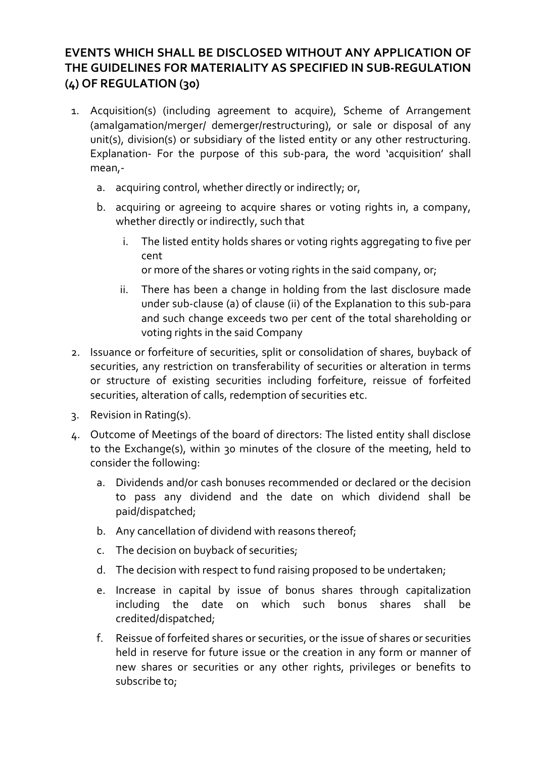## EVENTS WHICH SHALL BE DISCLOSED WITHOUT ANY APPLICATION OF THE GUIDELINES FOR MATERIALITY AS SPECIFIED IN SUB-REGULATION (4) OF REGULATION (30)

1. Acquisition(s) (including agreement to acquire), Scheme of Arrangement (amalgamation/merger/ demerger/restructuring), or sale or disposal of any unit(s), division(s) or subsidiary of the listed entity or any other restructuring. Explanation- For the purpose of this sub-para, the word 'acquisition' shall mean,-
   a. acquiring control, whether directly or indirectly; or,
   b. acquiring or agreeing to acquire shares or voting rights in, a company, whether directly or indirectly, such that
      i. The listed entity holds shares or voting rights aggregating to five per cent
         or more of the shares or voting rights in the said company, or;
      ii. There has been a change in holding from the last disclosure made under sub-clause (a) of clause (ii) of the Explanation to this sub-para and such change exceeds two per cent of the total shareholding or voting rights in the said Company
2. Issuance or forfeiture of securities, split or consolidation of shares, buyback of securities, any restriction on transferability of securities or alteration in terms or structure of existing securities including forfeiture, reissue of forfeited securities, alteration of calls, redemption of securities etc.
3. Revision in Rating(s).
4. Outcome of Meetings of the board of directors: The listed entity shall disclose to the Exchange(s), within 30 minutes of the closure of the meeting, held to consider the following:
   a. Dividends and/or cash bonuses recommended or declared or the decision to pass any dividend and the date on which dividend shall be paid/dispatched;
   b. Any cancellation of dividend with reasons thereof;
   c. The decision on buyback of securities;
   d. The decision with respect to fund raising proposed to be undertaken;
   e. Increase in capital by issue of bonus shares through capitalization including the date on which such bonus shares shall be credited/dispatched;
   f. Reissue of forfeited shares or securities, or the issue of shares or securities held in reserve for future issue or the creation in any form or manner of new shares or securities or any other rights, privileges or benefits to subscribe to;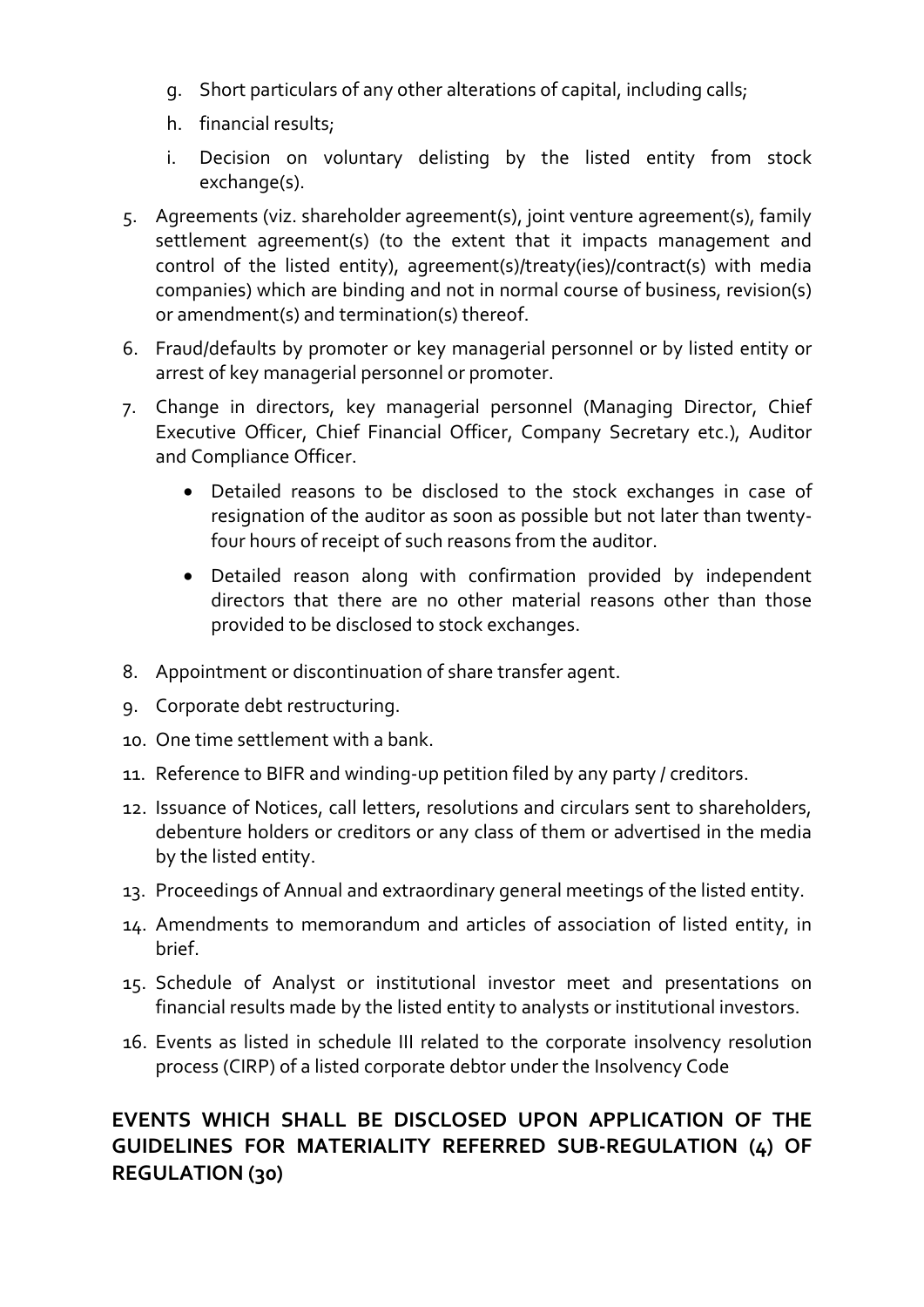g. Short particulars of any other alterations of capital, including calls;
h. financial results;
i. Decision on voluntary delisting by the listed entity from stock exchange(s).

5. Agreements (viz. shareholder agreement(s), joint venture agreement(s), family settlement agreement(s) (to the extent that it impacts management and control of the listed entity), agreement(s)/treaty(ies)/contract(s) with media companies) which are binding and not in normal course of business, revision(s) or amendment(s) and termination(s) thereof.
6. Fraud/defaults by promoter or key managerial personnel or by listed entity or arrest of key managerial personnel or promoter.
7. Change in directors, key managerial personnel (Managing Director, Chief Executive Officer, Chief Financial Officer, Company Secretary etc.), Auditor and Compliance Officer.
   - Detailed reasons to be disclosed to the stock exchanges in case of resignation of the auditor as soon as possible but not later than twenty-four hours of receipt of such reasons from the auditor.
   - Detailed reason along with confirmation provided by independent directors that there are no other material reasons other than those provided to be disclosed to stock exchanges.
8. Appointment or discontinuation of share transfer agent.
9. Corporate debt restructuring.
10. One time settlement with a bank.
11. Reference to BIFR and winding-up petition filed by any party / creditors.
12. Issuance of Notices, call letters, resolutions and circulars sent to shareholders, debenture holders or creditors or any class of them or advertised in the media by the listed entity.
13. Proceedings of Annual and extraordinary general meetings of the listed entity.
14. Amendments to memorandum and articles of association of listed entity, in brief.
15. Schedule of Analyst or institutional investor meet and presentations on financial results made by the listed entity to analysts or institutional investors.
16. Events as listed in schedule III related to the corporate insolvency resolution process (CIRP) of a listed corporate debtor under the Insolvency Code

**EVENTS WHICH SHALL BE DISCLOSED UPON APPLICATION OF THE GUIDELINES FOR MATERIALITY REFERRED SUB-REGULATION (4) OF REGULATION (30)**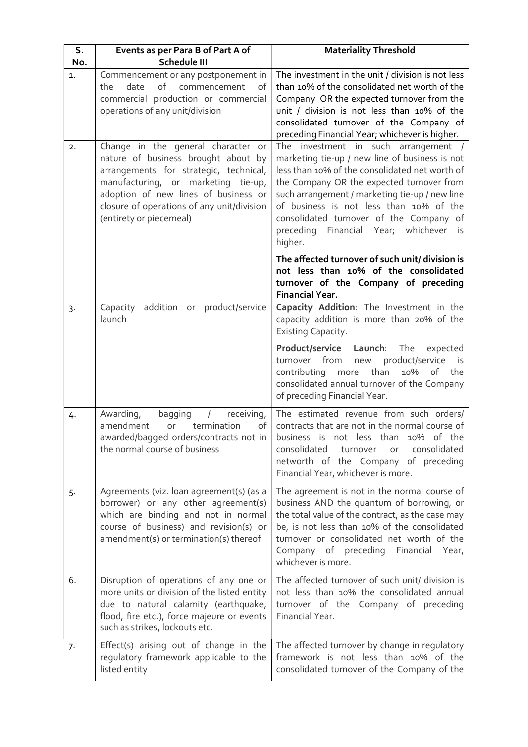| S. No. | Events as per Para B of Part A of Schedule III | Materiality Threshold |
|---|---|---|
| 1. | Commencement or any postponement in the date of commencement of commercial production or commercial operations of any unit/division | The investment in the unit / division is not less than 10% of the consolidated net worth of the Company OR the expected turnover from the unit / division is not less than 10% of the consolidated turnover of the Company of preceding Financial Year; whichever is higher. |
| 2. | Change in the general character or nature of business brought about by arrangements for strategic, technical, manufacturing, or marketing tie-up, adoption of new lines of business or closure of operations of any unit/division (entirety or piecemeal) | The investment in such arrangement / marketing tie-up / new line of business is not less than 10% of the consolidated net worth of the Company OR the expected turnover from such arrangement / marketing tie-up / new line of business is not less than 10% of the consolidated turnover of the Company of preceding Financial Year; whichever is higher.<br><br>**The affected turnover of such unit/ division is not less than 10% of the consolidated turnover of the Company of preceding Financial Year.** |
| 3. | Capacity addition or product/service launch | **Capacity Addition**: The Investment in the capacity addition is more than 20% of the Existing Capacity.<br><br>**Product/service Launch**: The expected turnover from new product/service is contributing more than 10% of the consolidated annual turnover of the Company of preceding Financial Year. |
| 4. | Awarding, bagging / receiving, amendment or termination of awarded/bagged orders/contracts not in the normal course of business | The estimated revenue from such orders/ contracts that are not in the normal course of business is not less than 10% of the consolidated turnover or consolidated networth of the Company of preceding Financial Year, whichever is more. |
| 5. | Agreements (viz. loan agreement(s) (as a borrower) or any other agreement(s) which are binding and not in normal course of business) and revision(s) or amendment(s) or termination(s) thereof | The agreement is not in the normal course of business AND the quantum of borrowing, or the total value of the contract, as the case may be, is not less than 10% of the consolidated turnover or consolidated net worth of the Company of preceding Financial Year, whichever is more. |
| 6. | Disruption of operations of any one or more units or division of the listed entity due to natural calamity (earthquake, flood, fire etc.), force majeure or events such as strikes, lockouts etc. | The affected turnover of such unit/ division is not less than 10% the consolidated annual turnover of the Company of preceding Financial Year. |
| 7. | Effect(s) arising out of change in the regulatory framework applicable to the listed entity | The affected turnover by change in regulatory framework is not less than 10% of the consolidated turnover of the Company of the |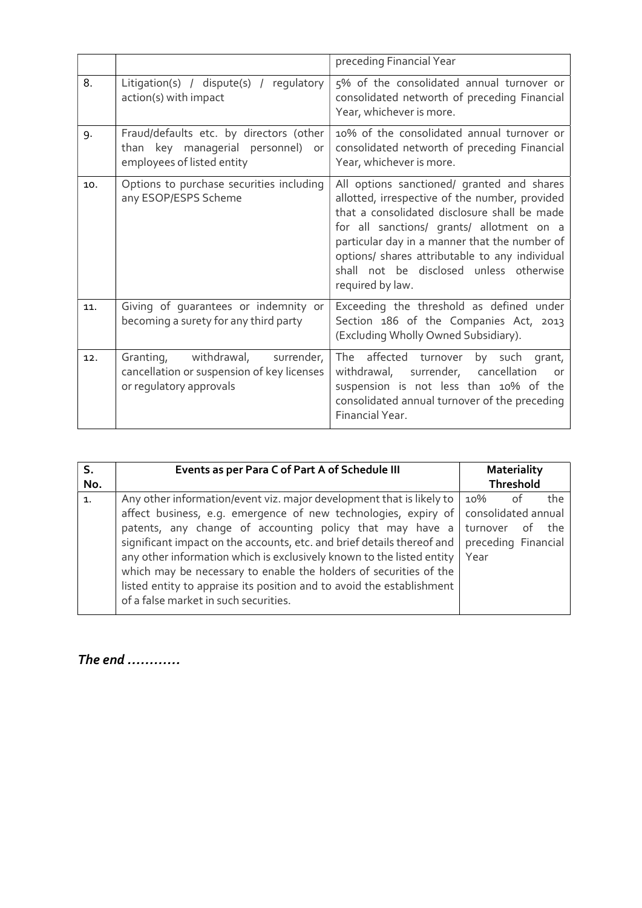| | | |
|---|---|---|
| | | preceding Financial Year |
| 8. | Litigation(s) / dispute(s) / regulatory action(s) with impact | 5% of the consolidated annual turnover or consolidated networth of preceding Financial Year, whichever is more. |
| 9. | Fraud/defaults etc. by directors (other than key managerial personnel) or employees of listed entity | 10% of the consolidated annual turnover or consolidated networth of preceding Financial Year, whichever is more. |
| 10. | Options to purchase securities including any ESOP/ESPS Scheme | All options sanctioned/ granted and shares allotted, irrespective of the number, provided that a consolidated disclosure shall be made for all sanctions/ grants/ allotment on a particular day in a manner that the number of options/ shares attributable to any individual shall not be disclosed unless otherwise required by law. |
| 11. | Giving of guarantees or indemnity or becoming a surety for any third party | Exceeding the threshold as defined under Section 186 of the Companies Act, 2013 (Excluding Wholly Owned Subsidiary). |
| 12. | Granting, withdrawal, surrender, cancellation or suspension of key licenses or regulatory approvals | The affected turnover by such grant, withdrawal, surrender, cancellation or suspension is not less than 10% of the consolidated annual turnover of the preceding Financial Year. |

| S. No. | Events as per Para C of Part A of Schedule III | Materiality Threshold |
|---|---|---|
| 1. | Any other information/event viz. major development that is likely to affect business, e.g. emergence of new technologies, expiry of patents, any change of accounting policy that may have a significant impact on the accounts, etc. and brief details thereof and any other information which is exclusively known to the listed entity which may be necessary to enable the holders of securities of the listed entity to appraise its position and to avoid the establishment of a false market in such securities. | 10% of the consolidated annual turnover of the preceding Financial Year |

***The end …………***